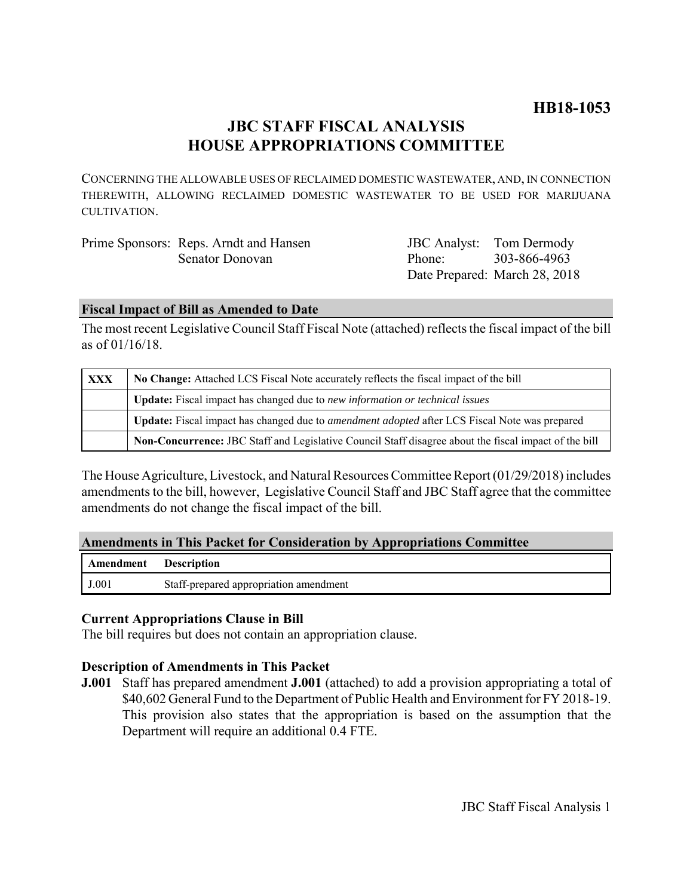**HB18-1053**

# JBC STAFF FISCAL ANALYSIS HOUSE APPROPRIATIONS COMMITTEE

CONCERNING THE ALLOWABLE USES OF RECLAIMED DOMESTIC WASTEWATER, AND, IN CONNECTION THEREWITH, ALLOWING RECLAIMED DOMESTIC WASTEWATER TO BE USED FOR MARIJUANA CULTIVATION.

Prime Sponsors: Reps. Arndt and Hansen
Senator Donovan

JBC Analyst: Tom Dermody
Phone: 303-866-4963
Date Prepared: March 28, 2018

## Fiscal Impact of Bill as Amended to Date

The most recent Legislative Council Staff Fiscal Note (attached) reflects the fiscal impact of the bill as of 01/16/18.

| | |
|---|---|
| XXX | **No Change:** Attached LCS Fiscal Note accurately reflects the fiscal impact of the bill |
| | **Update:** Fiscal impact has changed due to *new information or technical issues* |
| | **Update:** Fiscal impact has changed due to *amendment adopted* after LCS Fiscal Note was prepared |
| | **Non-Concurrence:** JBC Staff and Legislative Council Staff disagree about the fiscal impact of the bill |

The House Agriculture, Livestock, and Natural Resources Committee Report (01/29/2018) includes amendments to the bill, however, Legislative Council Staff and JBC Staff agree that the committee amendments do not change the fiscal impact of the bill.

## Amendments in This Packet for Consideration by Appropriations Committee

| Amendment | Description |
|---|---|
| J.001 | Staff-prepared appropriation amendment |

### Current Appropriations Clause in Bill

The bill requires but does not contain an appropriation clause.

### Description of Amendments in This Packet

**J.001** Staff has prepared amendment **J.001** (attached) to add a provision appropriating a total of $40,602 General Fund to the Department of Public Health and Environment for FY 2018-19. This provision also states that the appropriation is based on the assumption that the Department will require an additional 0.4 FTE.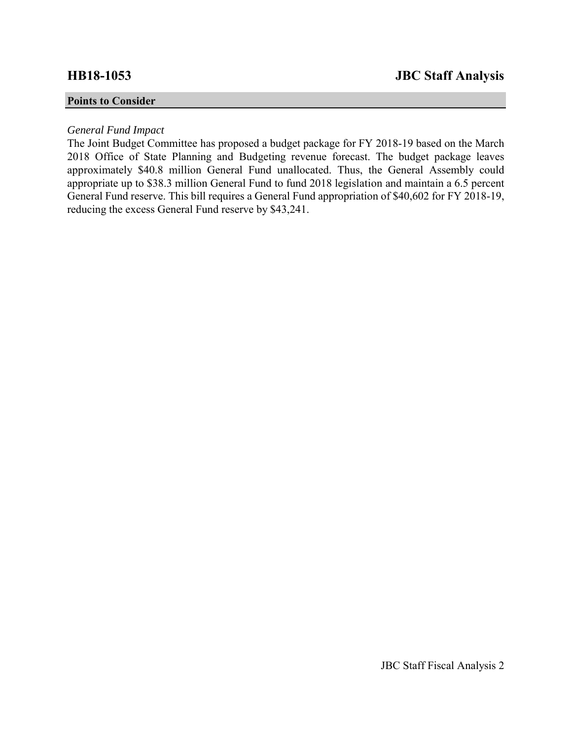## Points to Consider

*General Fund Impact*

The Joint Budget Committee has proposed a budget package for FY 2018-19 based on the March 2018 Office of State Planning and Budgeting revenue forecast. The budget package leaves approximately $40.8 million General Fund unallocated. Thus, the General Assembly could appropriate up to $38.3 million General Fund to fund 2018 legislation and maintain a 6.5 percent General Fund reserve. This bill requires a General Fund appropriation of $40,602 for FY 2018-19, reducing the excess General Fund reserve by $43,241.